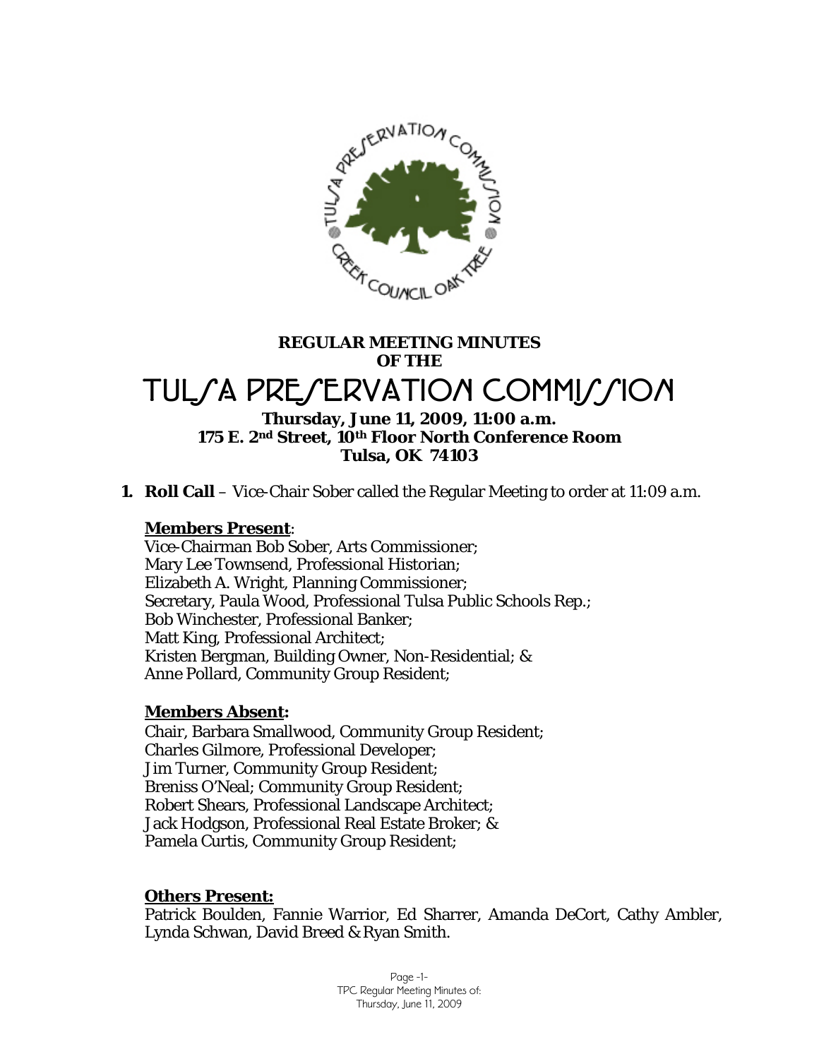# REGULAR MEETING MINUTES OF THE

# TULSA PRESERVATION COMMISSION

**Thursday, June 11, 2009, 11:00 a.m.**
**175 E. 2nd Street, 10th Floor North Conference Room**
**Tulsa, OK 74103**

**1. Roll Call** – Vice-Chair Sober called the Regular Meeting to order at 11:09 a.m.

**Members Present**:
Vice-Chairman Bob Sober, Arts Commissioner;
Mary Lee Townsend, Professional Historian;
Elizabeth A. Wright, Planning Commissioner;
Secretary, Paula Wood, Professional Tulsa Public Schools Rep.;
Bob Winchester, Professional Banker;
Matt King, Professional Architect;
Kristen Bergman, Building Owner, Non-Residential; &
Anne Pollard, Community Group Resident;

**Members Absent:**
Chair, Barbara Smallwood, Community Group Resident;
Charles Gilmore, Professional Developer;
Jim Turner, Community Group Resident;
Breniss O'Neal; Community Group Resident;
Robert Shears, Professional Landscape Architect;
Jack Hodgson, Professional Real Estate Broker; &
Pamela Curtis, Community Group Resident;

**Others Present:**
Patrick Boulden, Fannie Warrior, Ed Sharrer, Amanda DeCort, Cathy Ambler, Lynda Schwan, David Breed & Ryan Smith.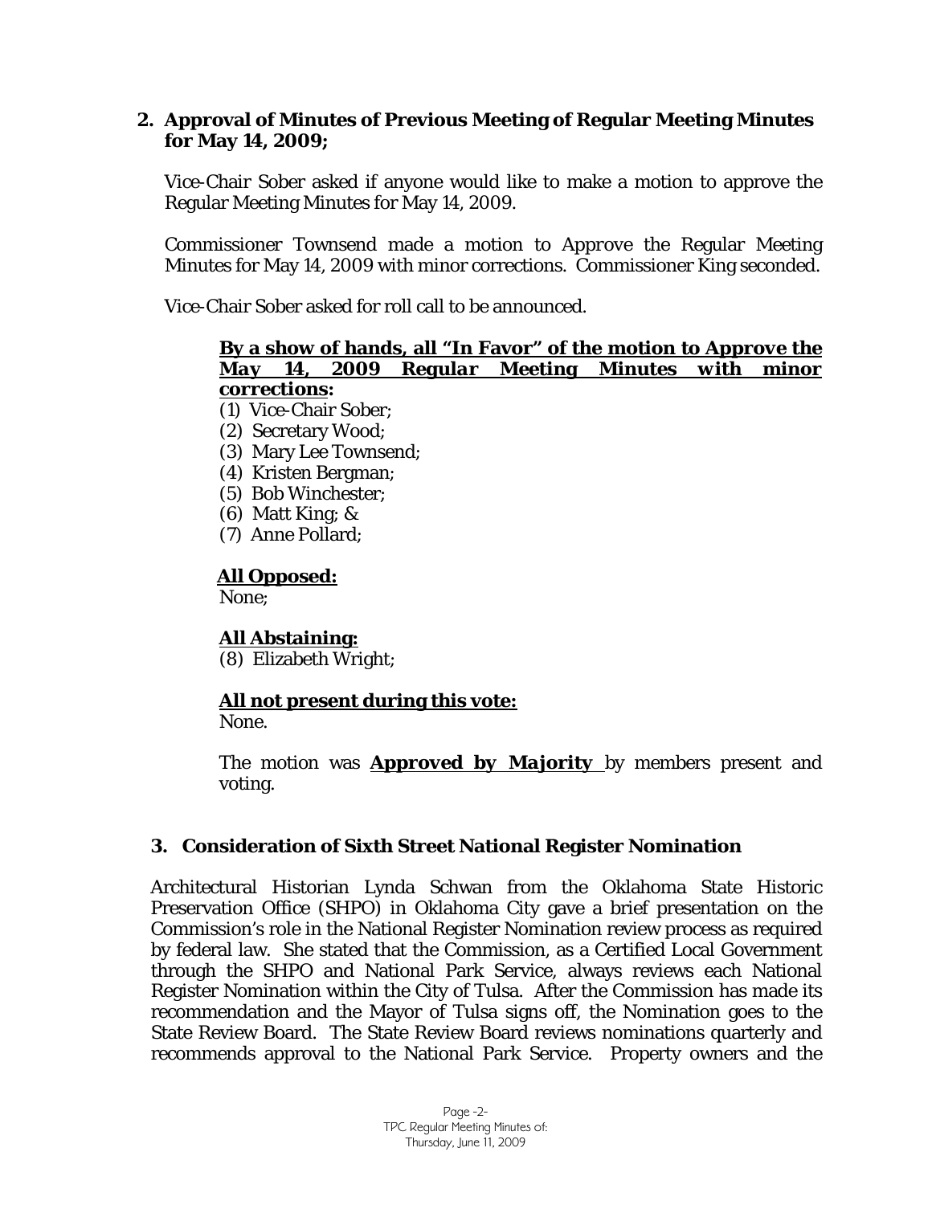**2. Approval of Minutes of Previous Meeting of Regular Meeting Minutes for May 14, 2009;**

Vice-Chair Sober asked if anyone would like to make a motion to approve the Regular Meeting Minutes for May 14, 2009.

Commissioner Townsend made a motion to Approve the Regular Meeting Minutes for May 14, 2009 with minor corrections. Commissioner King seconded.

Vice-Chair Sober asked for roll call to be announced.

**By a show of hands, all "In Favor" of the motion to Approve the May 14, 2009 *Regular Meeting Minutes with minor corrections*:**

(1) Vice-Chair Sober;
(2) Secretary Wood;
(3) Mary Lee Townsend;
(4) Kristen Bergman;
(5) Bob Winchester;
(6) Matt King; &
(7) Anne Pollard;

**All Opposed:**
None;

**All Abstaining:**
(8) Elizabeth Wright;

**All not present during this vote:**
None.

The motion was **Approved by Majority** by members present and voting.

**3. Consideration of Sixth Street National Register Nomination**

Architectural Historian Lynda Schwan from the Oklahoma State Historic Preservation Office (SHPO) in Oklahoma City gave a brief presentation on the Commission's role in the National Register Nomination review process as required by federal law. She stated that the Commission, as a Certified Local Government through the SHPO and National Park Service, always reviews each National Register Nomination within the City of Tulsa. After the Commission has made its recommendation and the Mayor of Tulsa signs off, the Nomination goes to the State Review Board. The State Review Board reviews nominations quarterly and recommends approval to the National Park Service. Property owners and the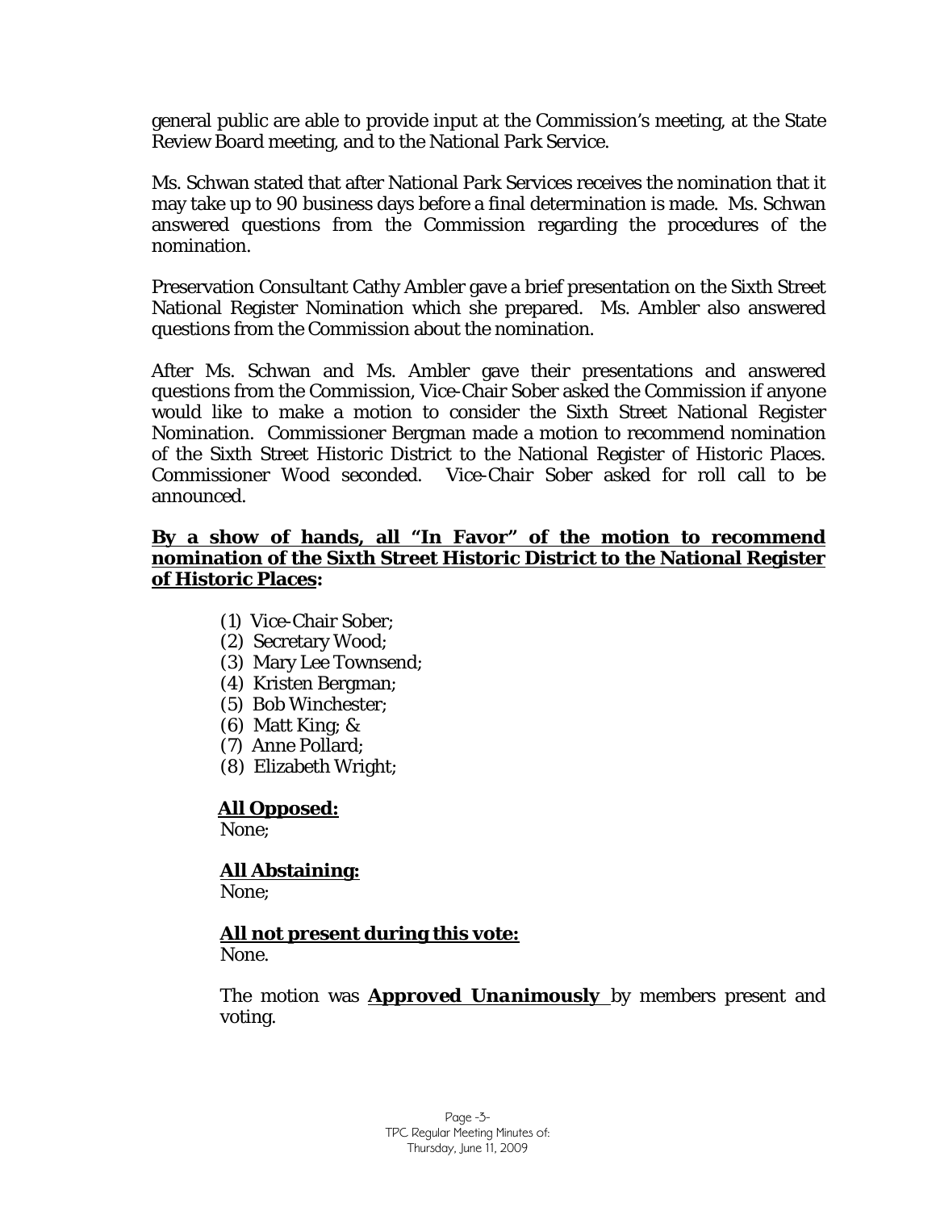general public are able to provide input at the Commission's meeting, at the State Review Board meeting, and to the National Park Service.

Ms. Schwan stated that after National Park Services receives the nomination that it may take up to 90 business days before a final determination is made. Ms. Schwan answered questions from the Commission regarding the procedures of the nomination.

Preservation Consultant Cathy Ambler gave a brief presentation on the Sixth Street National Register Nomination which she prepared. Ms. Ambler also answered questions from the Commission about the nomination.

After Ms. Schwan and Ms. Ambler gave their presentations and answered questions from the Commission, Vice-Chair Sober asked the Commission if anyone would like to make a motion to consider the Sixth Street National Register Nomination. Commissioner Bergman made a motion to recommend nomination of the Sixth Street Historic District to the National Register of Historic Places. Commissioner Wood seconded. Vice-Chair Sober asked for roll call to be announced.

**By a show of hands, all "In Favor" of the motion to recommend nomination of the Sixth Street Historic District to the National Register of Historic Places:**

(1) Vice-Chair Sober;
(2) Secretary Wood;
(3) Mary Lee Townsend;
(4) Kristen Bergman;
(5) Bob Winchester;
(6) Matt King; &
(7) Anne Pollard;
(8) Elizabeth Wright;

**All Opposed:**
None;

**All Abstaining:**
None;

**All not present during this vote:**
None.

The motion was ***Approved Unanimously*** by members present and voting.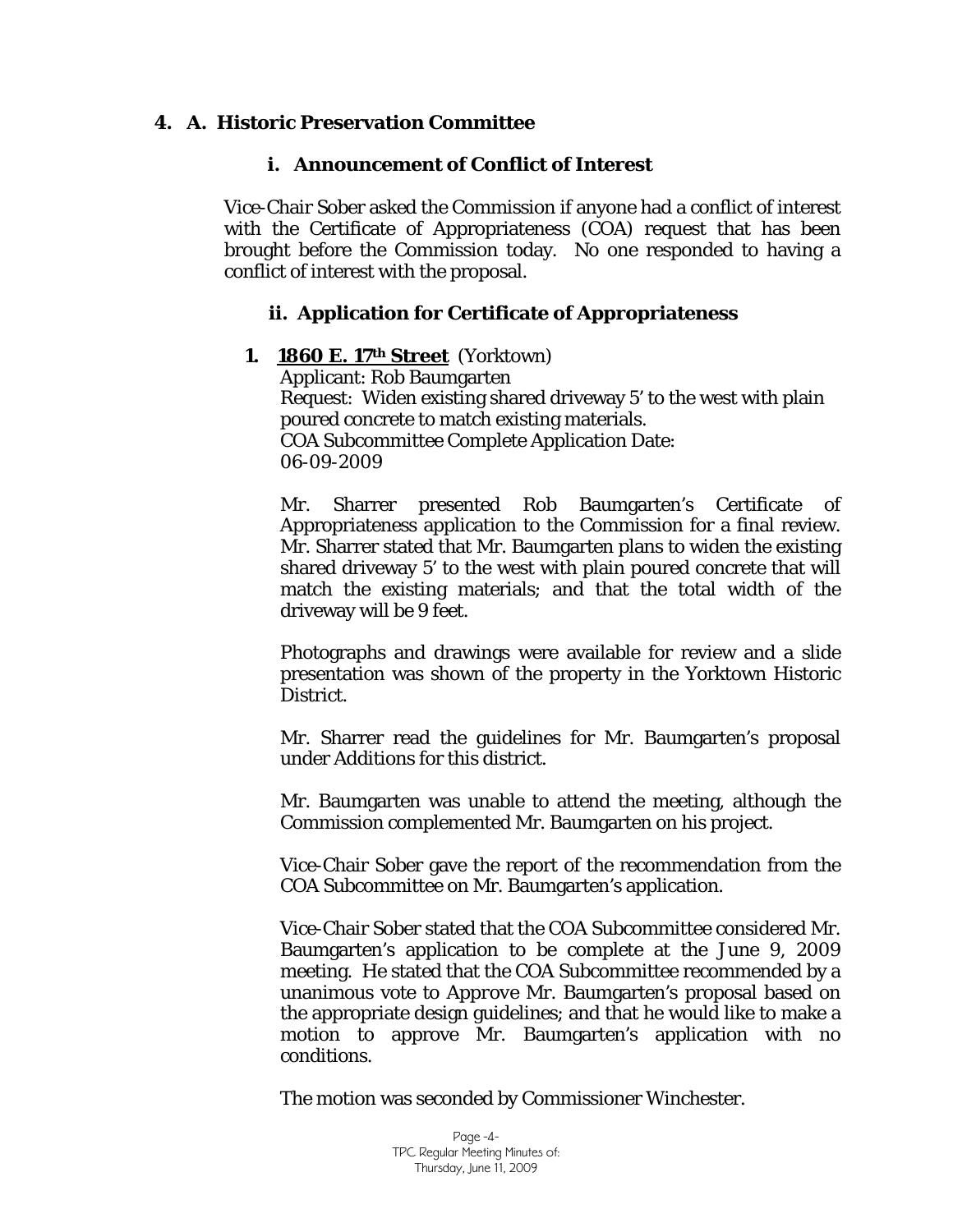## 4. A. Historic Preservation Committee

### i. Announcement of Conflict of Interest

Vice-Chair Sober asked the Commission if anyone had a conflict of interest with the Certificate of Appropriateness (COA) request that has been brought before the Commission today. No one responded to having a conflict of interest with the proposal.

### ii. Application for Certificate of Appropriateness

1. **1860 E. 17th Street** (Yorktown)
   Applicant: Rob Baumgarten
   Request: Widen existing shared driveway 5' to the west with plain poured concrete to match existing materials.
   COA Subcommittee Complete Application Date: 06-09-2009

   Mr. Sharrer presented Rob Baumgarten's Certificate of Appropriateness application to the Commission for a final review. Mr. Sharrer stated that Mr. Baumgarten plans to widen the existing shared driveway 5' to the west with plain poured concrete that will match the existing materials; and that the total width of the driveway will be 9 feet.

   Photographs and drawings were available for review and a slide presentation was shown of the property in the Yorktown Historic District.

   Mr. Sharrer read the guidelines for Mr. Baumgarten's proposal under Additions for this district.

   Mr. Baumgarten was unable to attend the meeting, although the Commission complemented Mr. Baumgarten on his project.

   Vice-Chair Sober gave the report of the recommendation from the COA Subcommittee on Mr. Baumgarten's application.

   Vice-Chair Sober stated that the COA Subcommittee considered Mr. Baumgarten's application to be complete at the June 9, 2009 meeting. He stated that the COA Subcommittee recommended by a unanimous vote to Approve Mr. Baumgarten's proposal based on the appropriate design guidelines; and that he would like to make a motion to approve Mr. Baumgarten's application with no conditions.

   The motion was seconded by Commissioner Winchester.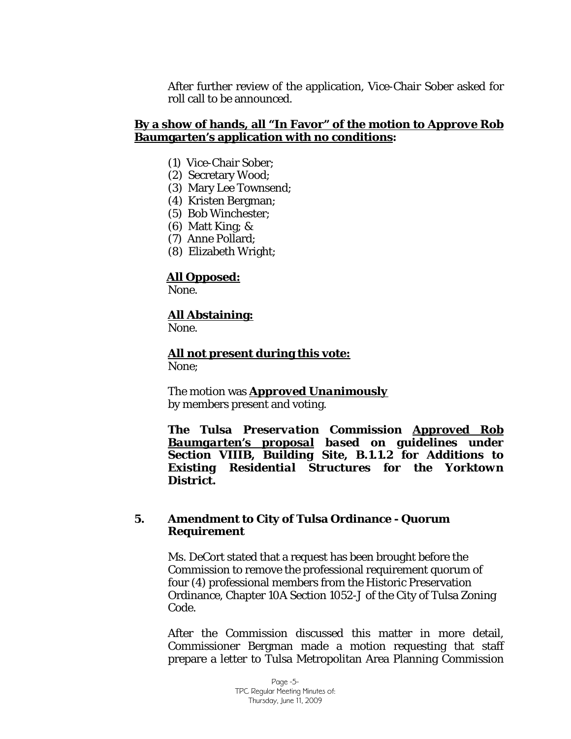After further review of the application, Vice-Chair Sober asked for roll call to be announced.

**<u>By a show of hands, all "In Favor" of the motion to Approve Rob Baumgarten's application with no conditions</u>:**

(1) Vice-Chair Sober;
(2) Secretary Wood;
(3) Mary Lee Townsend;
(4) Kristen Bergman;
(5) Bob Winchester;
(6) Matt King; &
(7) Anne Pollard;
(8) Elizabeth Wright;

**<u>All Opposed:</u>**
None.

**<u>All Abstaining:</u>**
None.

**<u>All not present during this vote:</u>**
None;

The motion was ***<u>Approved Unanimously</u>*** by members present and voting.

***The Tulsa Preservation Commission <u>Approved Rob Baumgarten's proposal</u> based on guidelines under Section VIIIB, Building Site, B.1.1.2 for Additions to Existing Residential Structures for the Yorktown District.***

**5. Amendment to City of Tulsa Ordinance - Quorum Requirement**

Ms. DeCort stated that a request has been brought before the Commission to remove the professional requirement quorum of four (4) professional members from the Historic Preservation Ordinance, Chapter 10A Section 1052-J of the City of Tulsa Zoning Code.

After the Commission discussed this matter in more detail, Commissioner Bergman made a motion requesting that staff prepare a letter to Tulsa Metropolitan Area Planning Commission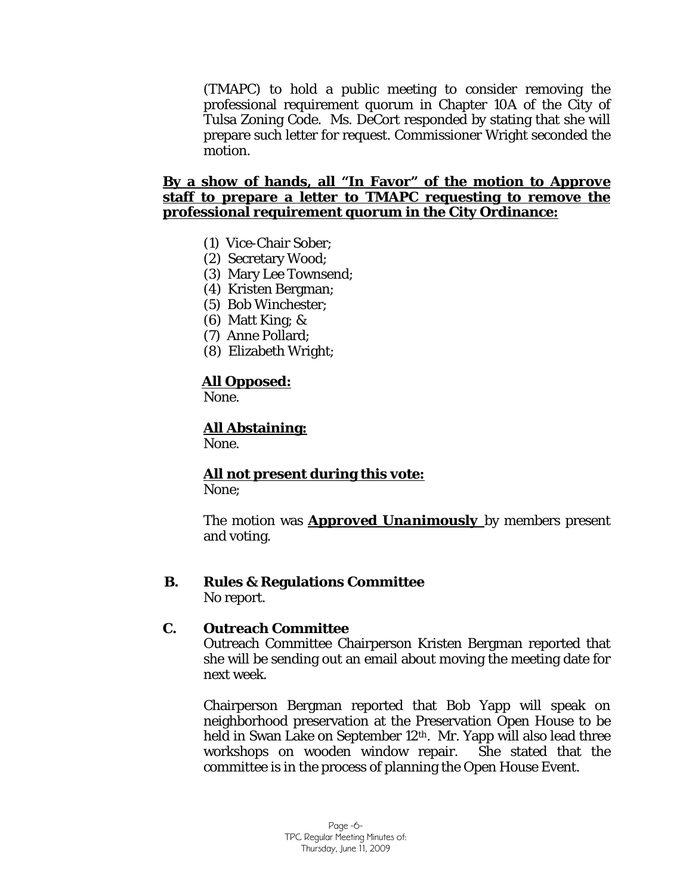(TMAPC) to hold a public meeting to consider removing the professional requirement quorum in Chapter 10A of the City of Tulsa Zoning Code. Ms. DeCort responded by stating that she will prepare such letter for request. Commissioner Wright seconded the motion.

**By a show of hands, all "In Favor" of the motion to Approve staff to prepare a letter to TMAPC requesting to remove the professional requirement quorum in the City Ordinance:**

(1) Vice-Chair Sober;
(2) Secretary Wood;
(3) Mary Lee Townsend;
(4) Kristen Bergman;
(5) Bob Winchester;
(6) Matt King; &
(7) Anne Pollard;
(8) Elizabeth Wright;

**All Opposed:**
None.

**All Abstaining:**
None.

**All not present during this vote:**
None;

The motion was ***Approved Unanimously*** by members present and voting.

**B. Rules & Regulations Committee**
No report.

**C. Outreach Committee**
Outreach Committee Chairperson Kristen Bergman reported that she will be sending out an email about moving the meeting date for next week.

Chairperson Bergman reported that Bob Yapp will speak on neighborhood preservation at the Preservation Open House to be held in Swan Lake on September 12th. Mr. Yapp will also lead three workshops on wooden window repair. She stated that the committee is in the process of planning the Open House Event.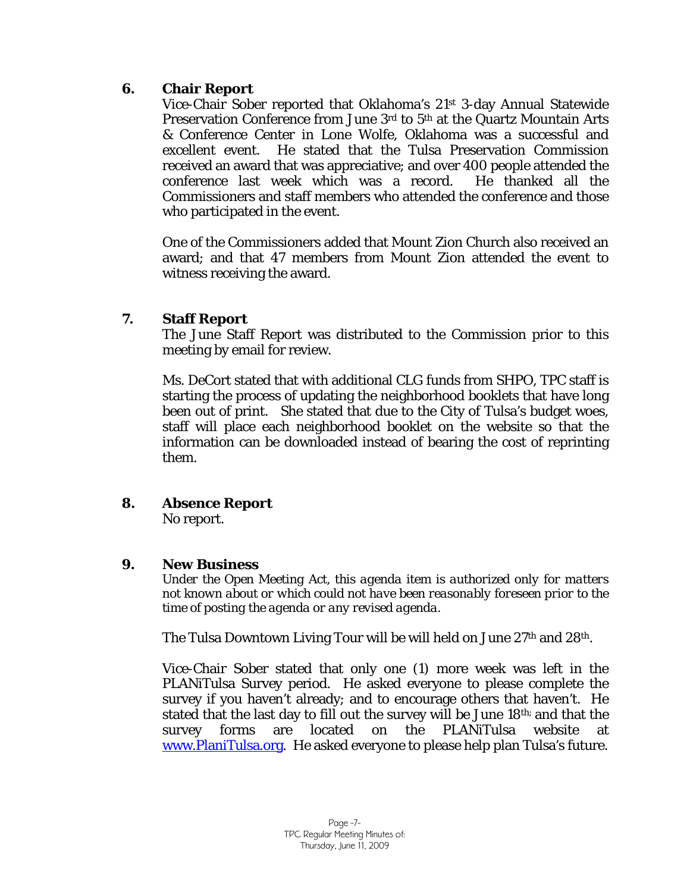## 6. Chair Report

Vice-Chair Sober reported that Oklahoma's 21st 3-day Annual Statewide Preservation Conference from June 3rd to 5th at the Quartz Mountain Arts & Conference Center in Lone Wolfe, Oklahoma was a successful and excellent event. He stated that the Tulsa Preservation Commission received an award that was appreciative; and over 400 people attended the conference last week which was a record. He thanked all the Commissioners and staff members who attended the conference and those who participated in the event.

One of the Commissioners added that Mount Zion Church also received an award; and that 47 members from Mount Zion attended the event to witness receiving the award.

## 7. Staff Report

The June Staff Report was distributed to the Commission prior to this meeting by email for review.

Ms. DeCort stated that with additional CLG funds from SHPO, TPC staff is starting the process of updating the neighborhood booklets that have long been out of print. She stated that due to the City of Tulsa's budget woes, staff will place each neighborhood booklet on the website so that the information can be downloaded instead of bearing the cost of reprinting them.

## 8. Absence Report

No report.

## 9. New Business

*Under the Open Meeting Act, this agenda item is authorized only for matters not known about or which could not have been reasonably foreseen prior to the time of posting the agenda or any revised agenda.*

The Tulsa Downtown Living Tour will be will held on June 27th and 28th.

Vice-Chair Sober stated that only one (1) more week was left in the PLANiTulsa Survey period. He asked everyone to please complete the survey if you haven't already; and to encourage others that haven't. He stated that the last day to fill out the survey will be June 18th; and that the survey forms are located on the PLANiTulsa website at www.PlaniTulsa.org. He asked everyone to please help plan Tulsa's future.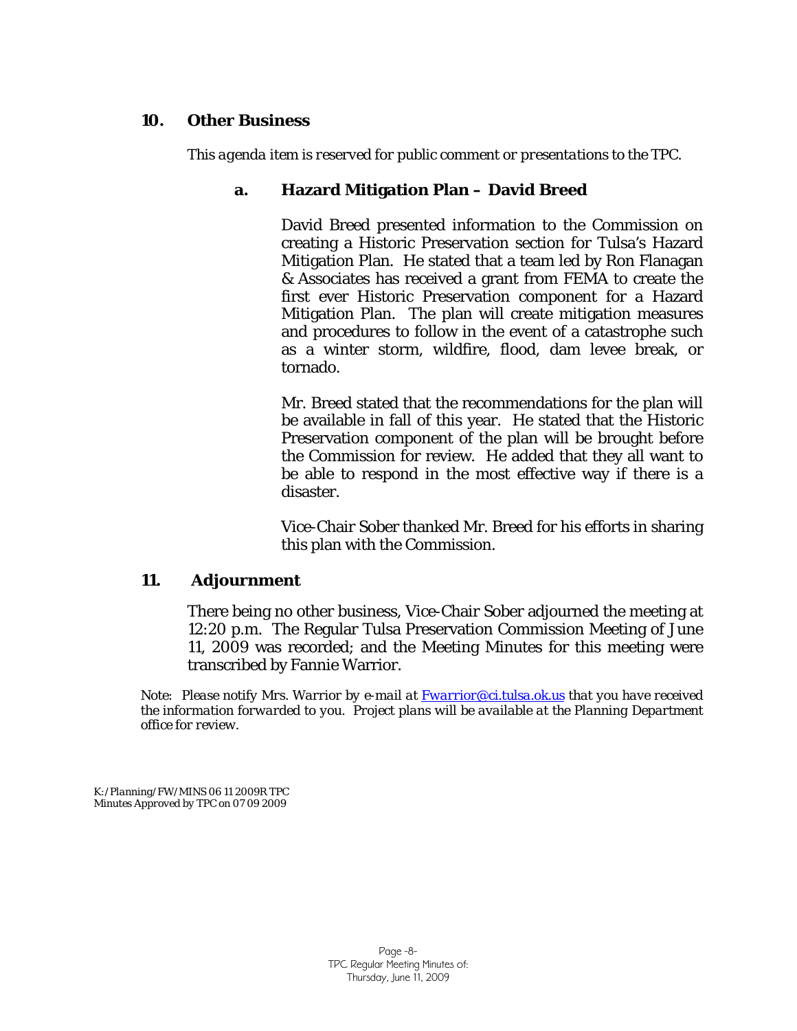## 10. Other Business

*This agenda item is reserved for public comment or presentations to the TPC.*

### a. Hazard Mitigation Plan – David Breed

David Breed presented information to the Commission on creating a Historic Preservation section for Tulsa's Hazard Mitigation Plan. He stated that a team led by Ron Flanagan & Associates has received a grant from FEMA to create the first ever Historic Preservation component for a Hazard Mitigation Plan. The plan will create mitigation measures and procedures to follow in the event of a catastrophe such as a winter storm, wildfire, flood, dam levee break, or tornado.

Mr. Breed stated that the recommendations for the plan will be available in fall of this year. He stated that the Historic Preservation component of the plan will be brought before the Commission for review. He added that they all want to be able to respond in the most effective way if there is a disaster.

Vice-Chair Sober thanked Mr. Breed for his efforts in sharing this plan with the Commission.

## 11. Adjournment

There being no other business, Vice-Chair Sober adjourned the meeting at 12:20 p.m. The Regular Tulsa Preservation Commission Meeting of June 11, 2009 was recorded; and the Meeting Minutes for this meeting were transcribed by Fannie Warrior.

*Note: Please notify Mrs. Warrior by e-mail at [Fwarrior@ci.tulsa.ok.us](mailto:Fwarrior@ci.tulsa.ok.us) that you have received the information forwarded to you. Project plans will be available at the Planning Department office for review.*

K:/Planning/FW/MINS 06 11 2009R TPC
Minutes Approved by TPC on 07 09 2009